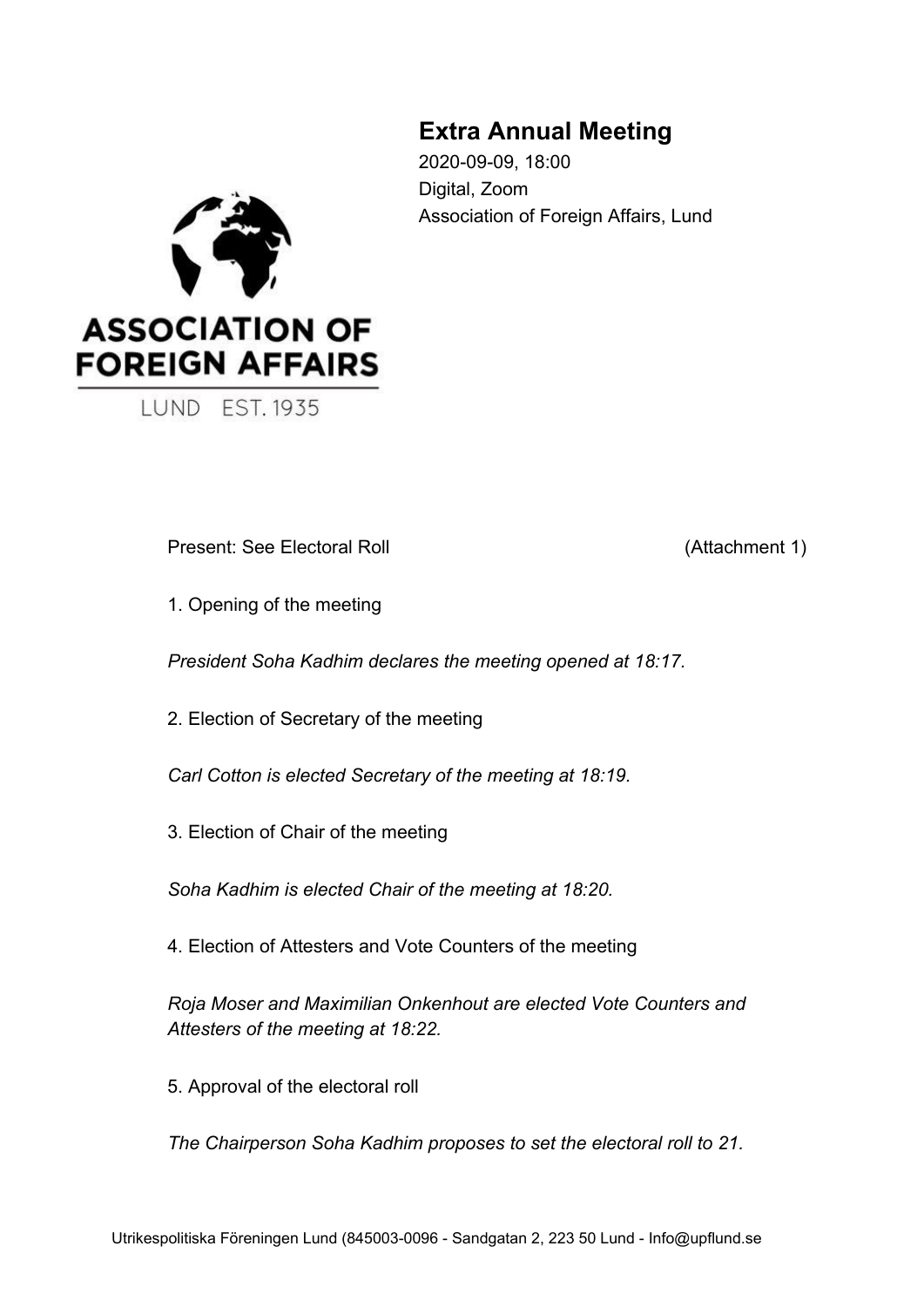# Extra Annual Meeting

2020-09-09, 18:00
Digital, Zoom
Association of Foreign Affairs, Lund

ASSOCIATION OF FOREIGN AFFAIRS
LUND EST. 1935

Present: See Electoral Roll (Attachment 1)

1. Opening of the meeting

*President Soha Kadhim declares the meeting opened at 18:17.*

2. Election of Secretary of the meeting

*Carl Cotton is elected Secretary of the meeting at 18:19.*

3. Election of Chair of the meeting

*Soha Kadhim is elected Chair of the meeting at 18:20.*

4. Election of Attesters and Vote Counters of the meeting

*Roja Moser and Maximilian Onkenhout are elected Vote Counters and Attesters of the meeting at 18:22.*

5. Approval of the electoral roll

*The Chairperson Soha Kadhim proposes to set the electoral roll to 21.*

Utrikespolitiska Föreningen Lund (845003-0096 - Sandgatan 2, 223 50 Lund - Info@upflund.se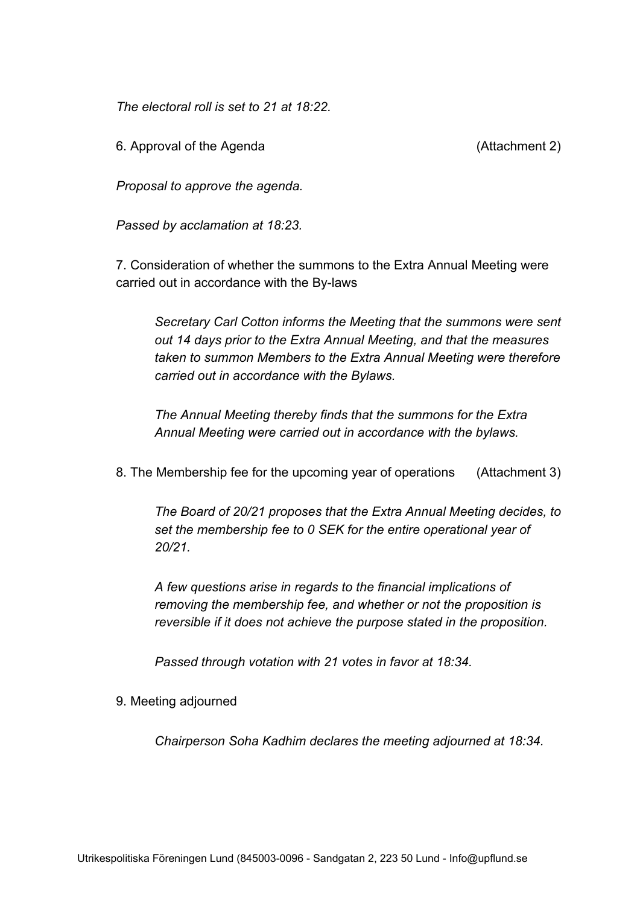*The electoral roll is set to 21 at 18:22.*

6. Approval of the Agenda (Attachment 2)

*Proposal to approve the agenda.*

*Passed by acclamation at 18:23.*

7. Consideration of whether the summons to the Extra Annual Meeting were carried out in accordance with the By-laws

> *Secretary Carl Cotton informs the Meeting that the summons were sent out 14 days prior to the Extra Annual Meeting, and that the measures taken to summon Members to the Extra Annual Meeting were therefore carried out in accordance with the Bylaws.*
>
> *The Annual Meeting thereby finds that the summons for the Extra Annual Meeting were carried out in accordance with the bylaws.*

8. The Membership fee for the upcoming year of operations (Attachment 3)

> *The Board of 20/21 proposes that the Extra Annual Meeting decides, to set the membership fee to 0 SEK for the entire operational year of 20/21.*
>
> *A few questions arise in regards to the financial implications of removing the membership fee, and whether or not the proposition is reversible if it does not achieve the purpose stated in the proposition.*
>
> *Passed through votation with 21 votes in favor at 18:34.*

9. Meeting adjourned

> *Chairperson Soha Kadhim declares the meeting adjourned at 18:34.*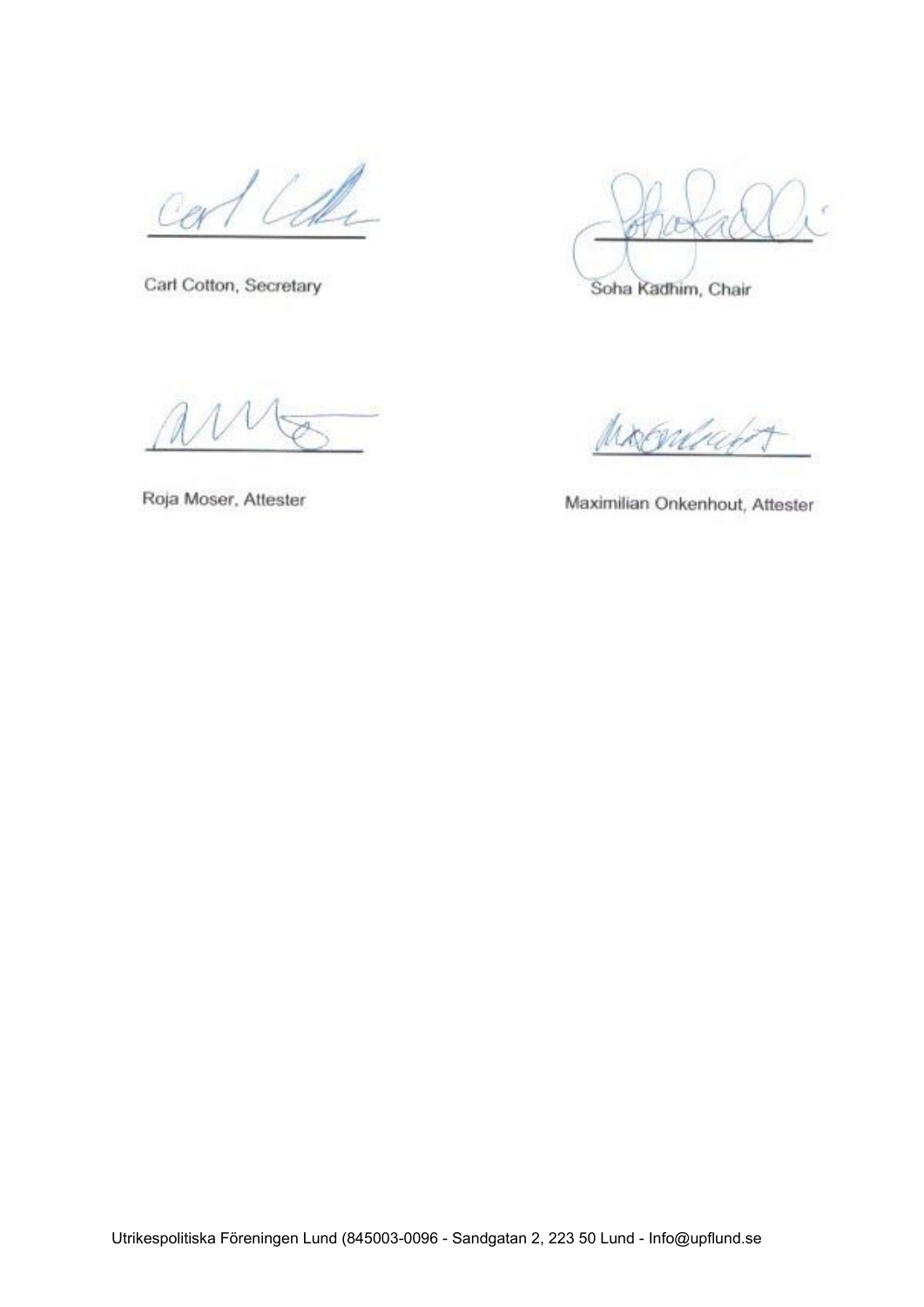Carl Cotton, Secretary

Soha Kadhim, Chair

Roja Moser, Attester

Maximilian Onkenhout, Attester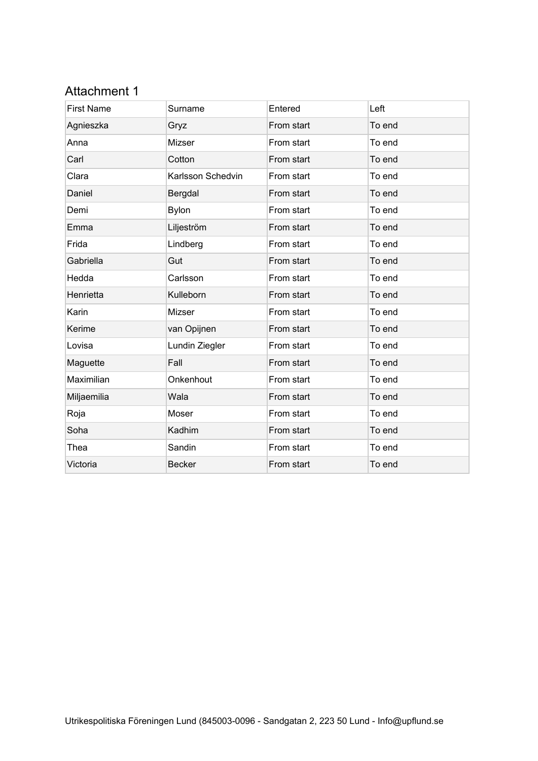## Attachment 1

| First Name | Surname | Entered | Left |
|---|---|---|---|
| Agnieszka | Gryz | From start | To end |
| Anna | Mizser | From start | To end |
| Carl | Cotton | From start | To end |
| Clara | Karlsson Schedvin | From start | To end |
| Daniel | Bergdal | From start | To end |
| Demi | Bylon | From start | To end |
| Emma | Liljeström | From start | To end |
| Frida | Lindberg | From start | To end |
| Gabriella | Gut | From start | To end |
| Hedda | Carlsson | From start | To end |
| Henrietta | Kulleborn | From start | To end |
| Karin | Mizser | From start | To end |
| Kerime | van Opijnen | From start | To end |
| Lovisa | Lundin Ziegler | From start | To end |
| Maguette | Fall | From start | To end |
| Maximilian | Onkenhout | From start | To end |
| Miljaemilia | Wala | From start | To end |
| Roja | Moser | From start | To end |
| Soha | Kadhim | From start | To end |
| Thea | Sandin | From start | To end |
| Victoria | Becker | From start | To end |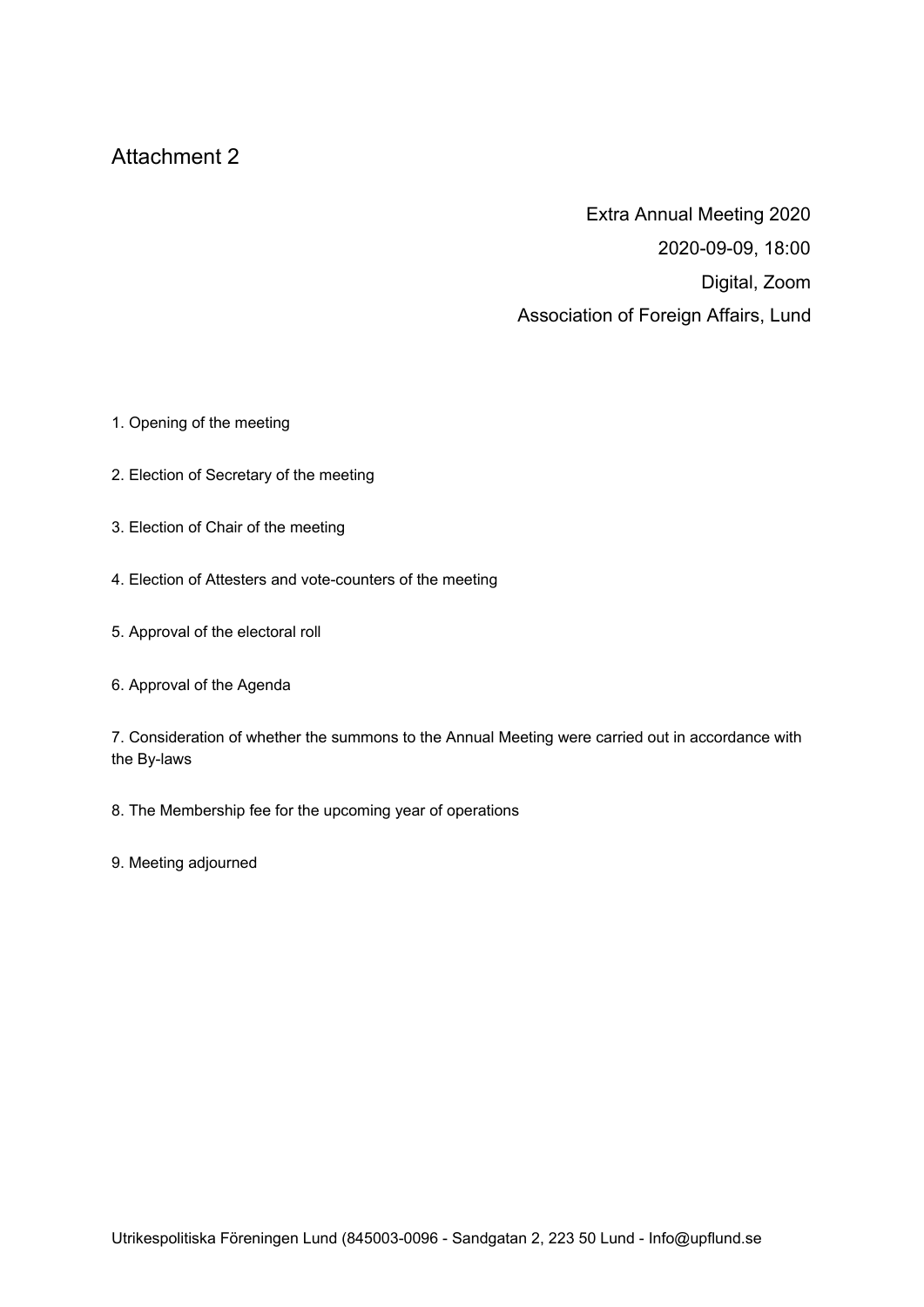Attachment 2

Extra Annual Meeting 2020

2020-09-09, 18:00

Digital, Zoom

Association of Foreign Affairs, Lund

1. Opening of the meeting

2. Election of Secretary of the meeting

3. Election of Chair of the meeting

4. Election of Attesters and vote-counters of the meeting

5. Approval of the electoral roll

6. Approval of the Agenda

7. Consideration of whether the summons to the Annual Meeting were carried out in accordance with the By-laws

8. The Membership fee for the upcoming year of operations

9. Meeting adjourned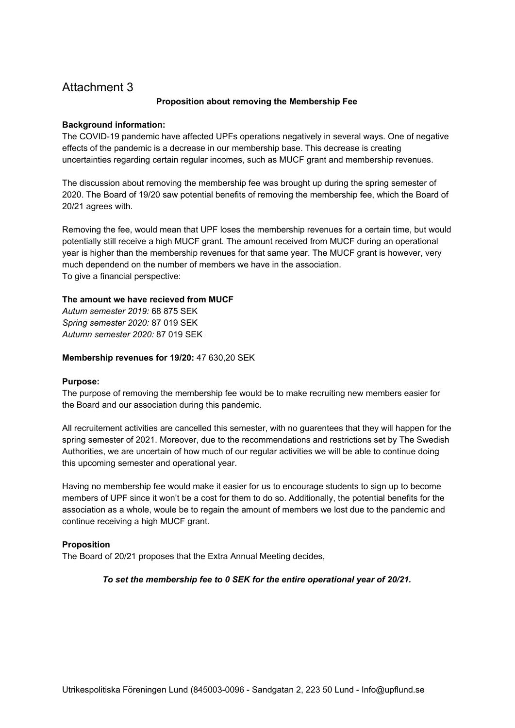# Attachment 3

**Proposition about removing the Membership Fee**

**Background information:**
The COVID-19 pandemic have affected UPFs operations negatively in several ways. One of negative effects of the pandemic is a decrease in our membership base. This decrease is creating uncertainties regarding certain regular incomes, such as MUCF grant and membership revenues.

The discussion about removing the membership fee was brought up during the spring semester of 2020. The Board of 19/20 saw potential benefits of removing the membership fee, which the Board of 20/21 agrees with.

Removing the fee, would mean that UPF loses the membership revenues for a certain time, but would potentially still receive a high MUCF grant. The amount received from MUCF during an operational year is higher than the membership revenues for that same year. The MUCF grant is however, very much dependend on the number of members we have in the association.
To give a financial perspective:

**The amount we have recieved from MUCF**
*Autum semester 2019:* 68 875 SEK
*Spring semester 2020:* 87 019 SEK
*Autumn semester 2020:* 87 019 SEK

**Membership revenues for 19/20:** 47 630,20 SEK

**Purpose:**
The purpose of removing the membership fee would be to make recruiting new members easier for the Board and our association during this pandemic.

All recruitement activities are cancelled this semester, with no guarentees that they will happen for the spring semester of 2021. Moreover, due to the recommendations and restrictions set by The Swedish Authorities, we are uncertain of how much of our regular activities we will be able to continue doing this upcoming semester and operational year.

Having no membership fee would make it easier for us to encourage students to sign up to become members of UPF since it won't be a cost for them to do so. Additionally, the potential benefits for the association as a whole, woule be to regain the amount of members we lost due to the pandemic and continue receiving a high MUCF grant.

**Proposition**
The Board of 20/21 proposes that the Extra Annual Meeting decides,

***To set the membership fee to 0 SEK for the entire operational year of 20/21.***